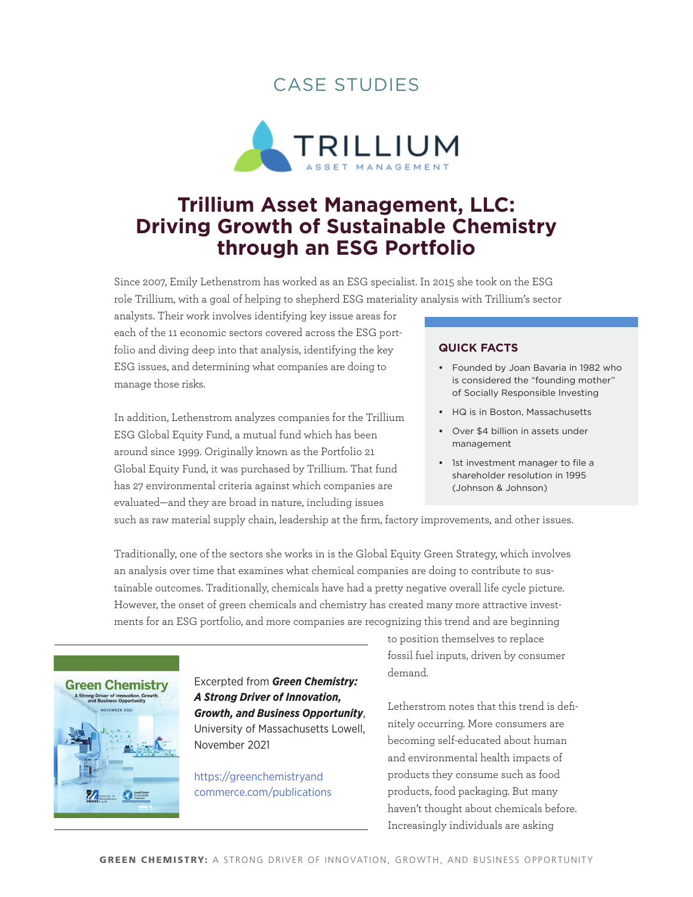CASE STUDIES

TRILLIUM ASSET MANAGEMENT

# Trillium Asset Management, LLC: Driving Growth of Sustainable Chemistry through an ESG Portfolio

Since 2007, Emily Lethenstrom has worked as an ESG specialist. In 2015 she took on the ESG role Trillium, with a goal of helping to shepherd ESG materiality analysis with Trillium's sector analysts. Their work involves identifying key issue areas for each of the 11 economic sectors covered across the ESG portfolio and diving deep into that analysis, identifying the key ESG issues, and determining what companies are doing to manage those risks.

In addition, Lethenstrom analyzes companies for the Trillium ESG Global Equity Fund, a mutual fund which has been around since 1999. Originally known as the Portfolio 21 Global Equity Fund, it was purchased by Trillium. That fund has 27 environmental criteria against which companies are evaluated—and they are broad in nature, including issues such as raw material supply chain, leadership at the firm, factory improvements, and other issues.

### QUICK FACTS

- Founded by Joan Bavaria in 1982 who is considered the "founding mother" of Socially Responsible Investing
- HQ is in Boston, Massachusetts
- Over $4 billion in assets under management
- 1st investment manager to file a shareholder resolution in 1995 (Johnson & Johnson)

Traditionally, one of the sectors she works in is the Global Equity Green Strategy, which involves an analysis over time that examines what chemical companies are doing to contribute to sustainable outcomes. Traditionally, chemicals have had a pretty negative overall life cycle picture. However, the onset of green chemicals and chemistry has created many more attractive investments for an ESG portfolio, and more companies are recognizing this trend and are beginning to position themselves to replace fossil fuel inputs, driven by consumer demand.

Excerpted from ***Green Chemistry: A Strong Driver of Innovation, Growth, and Business Opportunity***, University of Massachusetts Lowell, November 2021

https://greenchemistryandcommerce.org/publications

Letherstrom notes that this trend is definitely occurring. More consumers are becoming self-educated about human and environmental health impacts of products they consume such as food products, food packaging. But many haven't thought about chemicals before. Increasingly individuals are asking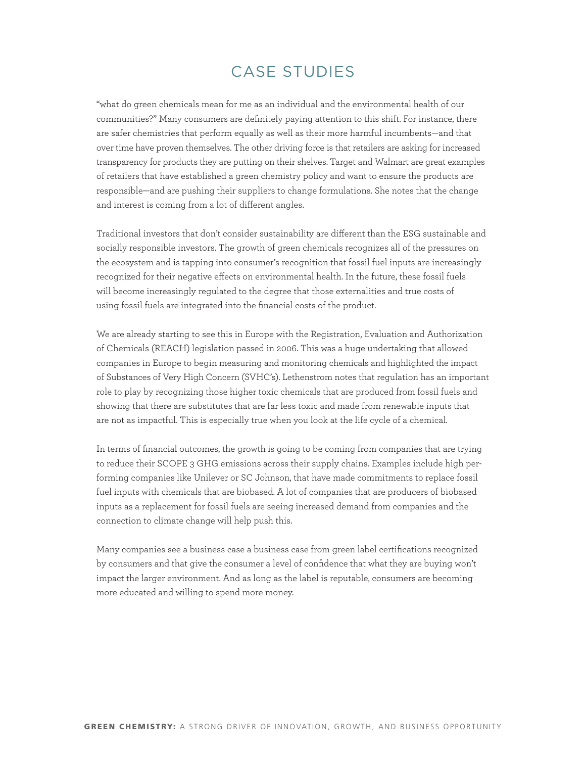# CASE STUDIES

"what do green chemicals mean for me as an individual and the environmental health of our communities?" Many consumers are definitely paying attention to this shift. For instance, there are safer chemistries that perform equally as well as their more harmful incumbents—and that over time have proven themselves. The other driving force is that retailers are asking for increased transparency for products they are putting on their shelves. Target and Walmart are great examples of retailers that have established a green chemistry policy and want to ensure the products are responsible—and are pushing their suppliers to change formulations. She notes that the change and interest is coming from a lot of different angles.

Traditional investors that don't consider sustainability are different than the ESG sustainable and socially responsible investors. The growth of green chemicals recognizes all of the pressures on the ecosystem and is tapping into consumer's recognition that fossil fuel inputs are increasingly recognized for their negative effects on environmental health. In the future, these fossil fuels will become increasingly regulated to the degree that those externalities and true costs of using fossil fuels are integrated into the financial costs of the product.

We are already starting to see this in Europe with the Registration, Evaluation and Authorization of Chemicals (REACH) legislation passed in 2006. This was a huge undertaking that allowed companies in Europe to begin measuring and monitoring chemicals and highlighted the impact of Substances of Very High Concern (SVHC's). Lethenstrom notes that regulation has an important role to play by recognizing those higher toxic chemicals that are produced from fossil fuels and showing that there are substitutes that are far less toxic and made from renewable inputs that are not as impactful. This is especially true when you look at the life cycle of a chemical.

In terms of financial outcomes, the growth is going to be coming from companies that are trying to reduce their SCOPE 3 GHG emissions across their supply chains. Examples include high performing companies like Unilever or SC Johnson, that have made commitments to replace fossil fuel inputs with chemicals that are biobased. A lot of companies that are producers of biobased inputs as a replacement for fossil fuels are seeing increased demand from companies and the connection to climate change will help push this.

Many companies see a business case a business case from green label certifications recognized by consumers and that give the consumer a level of confidence that what they are buying won't impact the larger environment. And as long as the label is reputable, consumers are becoming more educated and willing to spend more money.